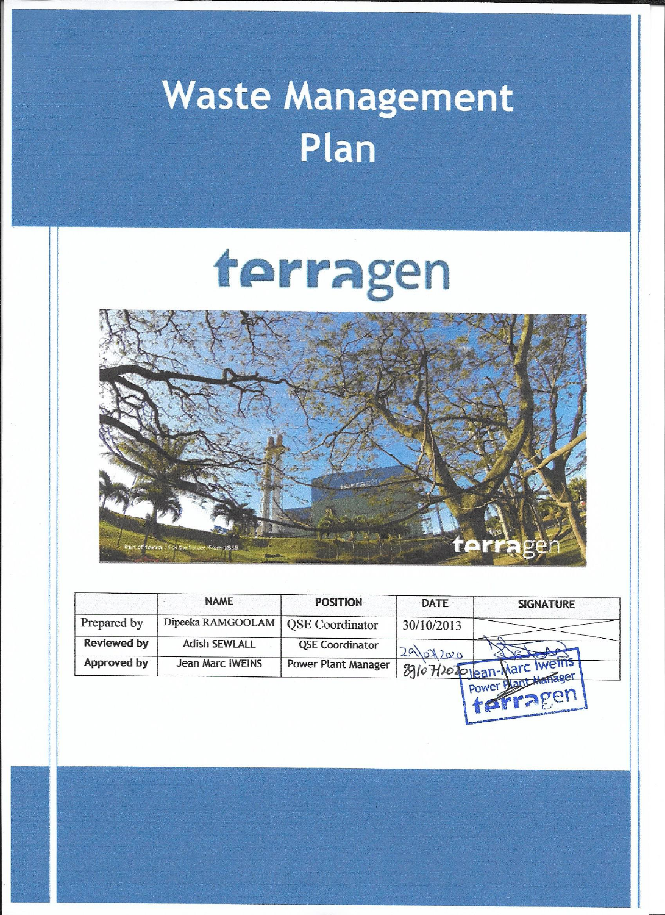# Waste Management Plan

terragen

| | NAME | POSITION | DATE | SIGNATURE |
|---|---|---|---|---|
| Prepared by | Dipeeka RAMGOOLAM | QSE Coordinator | 30/10/2013 | |
| **Reviewed by** | Adish SEWLALL | QSE Coordinator | 29/07/2020 | |
| **Approved by** | Jean Marc IWEINS | Power Plant Manager | 29/07/2020 | Jean-Marc Iweins Power Plant Manager terragen |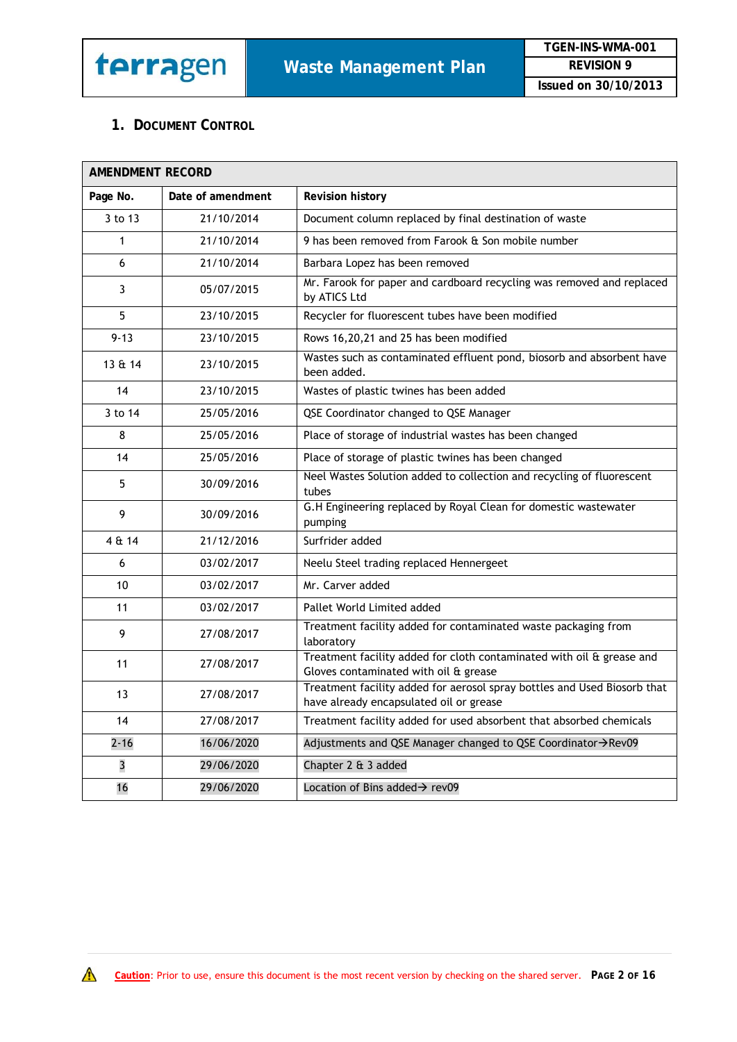# 1. Document Control

| AMENDMENT RECORD | | |
|---|---|---|
| **Page No.** | **Date of amendment** | **Revision history** |
| 3 to 13 | 21/10/2014 | Document column replaced by final destination of waste |
| 1 | 21/10/2014 | 9 has been removed from Farook & Son mobile number |
| 6 | 21/10/2014 | Barbara Lopez has been removed |
| 3 | 05/07/2015 | Mr. Farook for paper and cardboard recycling was removed and replaced by ATICS Ltd |
| 5 | 23/10/2015 | Recycler for fluorescent tubes have been modified |
| 9-13 | 23/10/2015 | Rows 16,20,21 and 25 has been modified |
| 13 & 14 | 23/10/2015 | Wastes such as contaminated effluent pond, biosorb and absorbent have been added. |
| 14 | 23/10/2015 | Wastes of plastic twines has been added |
| 3 to 14 | 25/05/2016 | QSE Coordinator changed to QSE Manager |
| 8 | 25/05/2016 | Place of storage of industrial wastes has been changed |
| 14 | 25/05/2016 | Place of storage of plastic twines has been changed |
| 5 | 30/09/2016 | Neel Wastes Solution added to collection and recycling of fluorescent tubes |
| 9 | 30/09/2016 | G.H Engineering replaced by Royal Clean for domestic wastewater pumping |
| 4 & 14 | 21/12/2016 | Surfrider added |
| 6 | 03/02/2017 | Neelu Steel trading replaced Hennergeet |
| 10 | 03/02/2017 | Mr. Carver added |
| 11 | 03/02/2017 | Pallet World Limited added |
| 9 | 27/08/2017 | Treatment facility added for contaminated waste packaging from laboratory |
| 11 | 27/08/2017 | Treatment facility added for cloth contaminated with oil & grease and Gloves contaminated with oil & grease |
| 13 | 27/08/2017 | Treatment facility added for aerosol spray bottles and Used Biosorb that have already encapsulated oil or grease |
| 14 | 27/08/2017 | Treatment facility added for used absorbent that absorbed chemicals |
| 2-16 | 16/06/2020 | Adjustments and QSE Manager changed to QSE Coordinator→Rev09 |
| 3 | 29/06/2020 | Chapter 2 & 3 added |
| 16 | 29/06/2020 | Location of Bins added→ rev09 |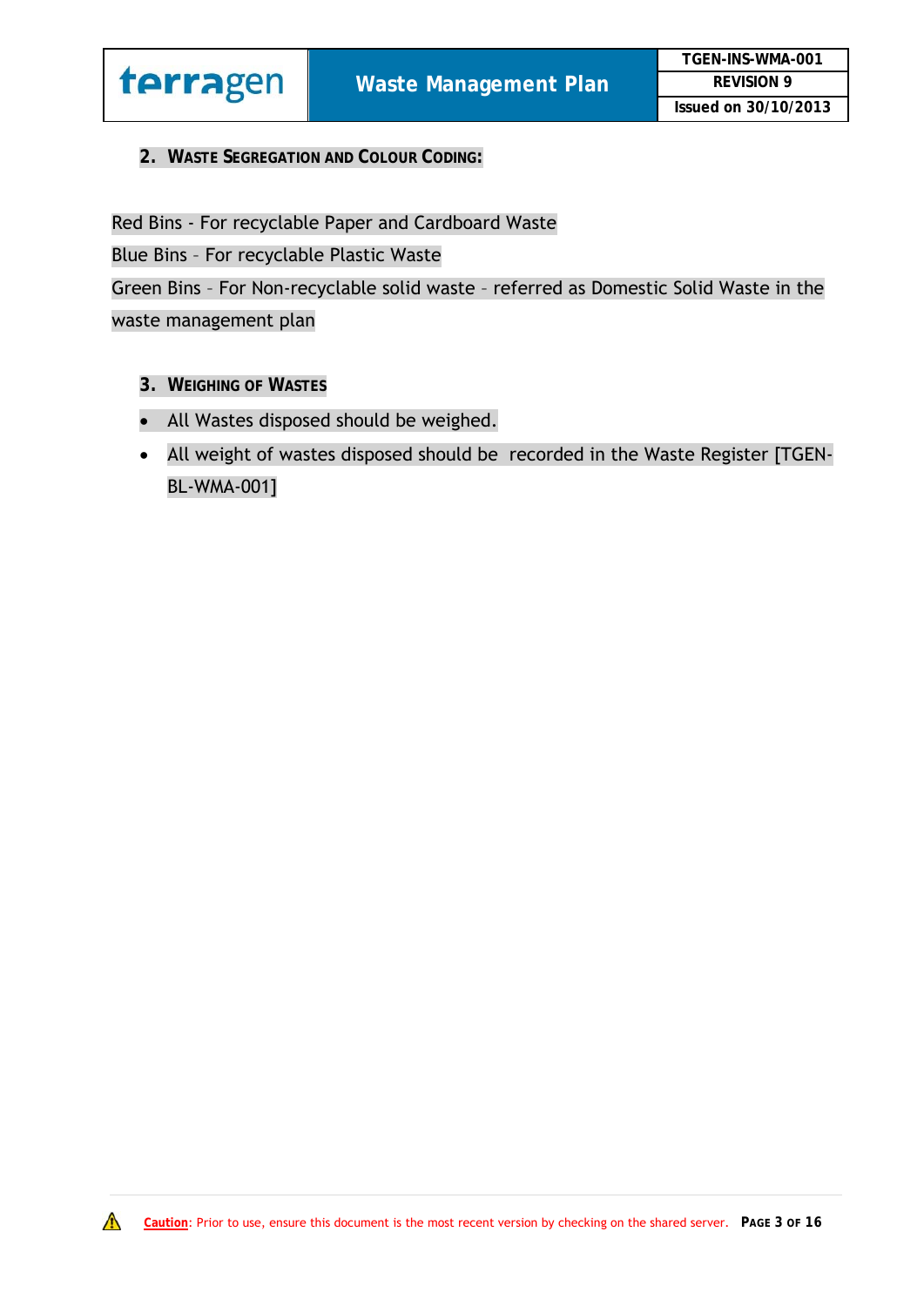## 2. Waste Segregation and Colour Coding:

Red Bins - For recyclable Paper and Cardboard Waste

Blue Bins – For recyclable Plastic Waste

Green Bins – For Non-recyclable solid waste – referred as Domestic Solid Waste in the waste management plan

## 3. Weighing of Wastes

- All Wastes disposed should be weighed.
- All weight of wastes disposed should be recorded in the Waste Register [TGEN-BL-WMA-001]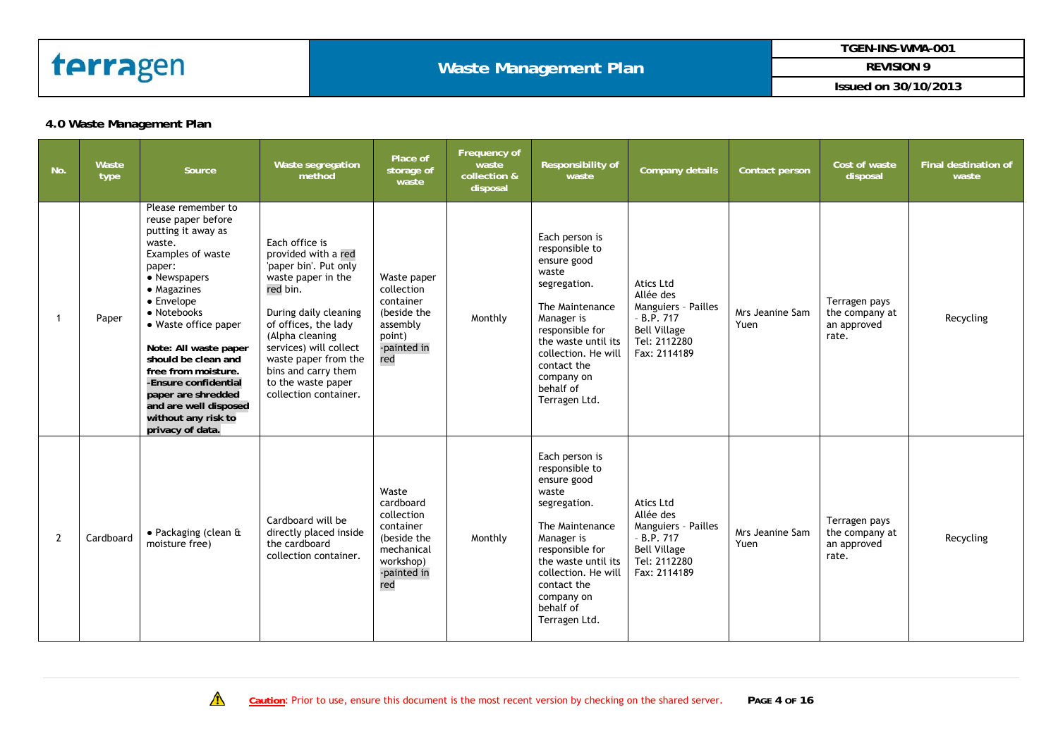### 4.0 Waste Management Plan

| No. | Waste type | Source | Waste segregation method | Place of storage of waste | Frequency of waste collection & disposal | Responsibility of waste | Company details | Contact person | Cost of waste disposal | Final destination of waste |
|---|---|---|---|---|---|---|---|---|---|---|
| 1 | Paper | Please remember to reuse paper before putting it away as waste.<br>Examples of waste paper:<br>• Newspapers<br>• Magazines<br>• Envelope<br>• Notebooks<br>• Waste office paper<br><br>**Note: All waste paper should be clean and free from moisture.**<br>**-Ensure confidential paper are shredded and are well disposed without any risk to privacy of data.** | Each office is provided with a red 'paper bin'. Put only waste paper in the red bin.<br><br>During daily cleaning of offices, the lady (Alpha cleaning services) will collect waste paper from the bins and carry them to the waste paper collection container. | Waste paper collection container (beside the assembly point) -painted in red | Monthly | Each person is responsible to ensure good waste segregation.<br><br>The Maintenance Manager is responsible for the waste until its collection. He will contact the company on behalf of Terragen Ltd. | Atics Ltd<br>Allée des Manguiers - Pailles - B.P. 717<br>Bell Village<br>Tel: 2112280<br>Fax: 2114189 | Mrs Jeanine Sam Yuen | Terragen pays the company at an approved rate. | Recycling |
| 2 | Cardboard | • Packaging (clean & moisture free) | Cardboard will be directly placed inside the cardboard collection container. | Waste cardboard collection container (beside the mechanical workshop) -painted in red | Monthly | Each person is responsible to ensure good waste segregation.<br><br>The Maintenance Manager is responsible for the waste until its collection. He will contact the company on behalf of Terragen Ltd. | Atics Ltd<br>Allée des Manguiers - Pailles - B.P. 717<br>Bell Village<br>Tel: 2112280<br>Fax: 2114189 | Mrs Jeanine Sam Yuen | Terragen pays the company at an approved rate. | Recycling |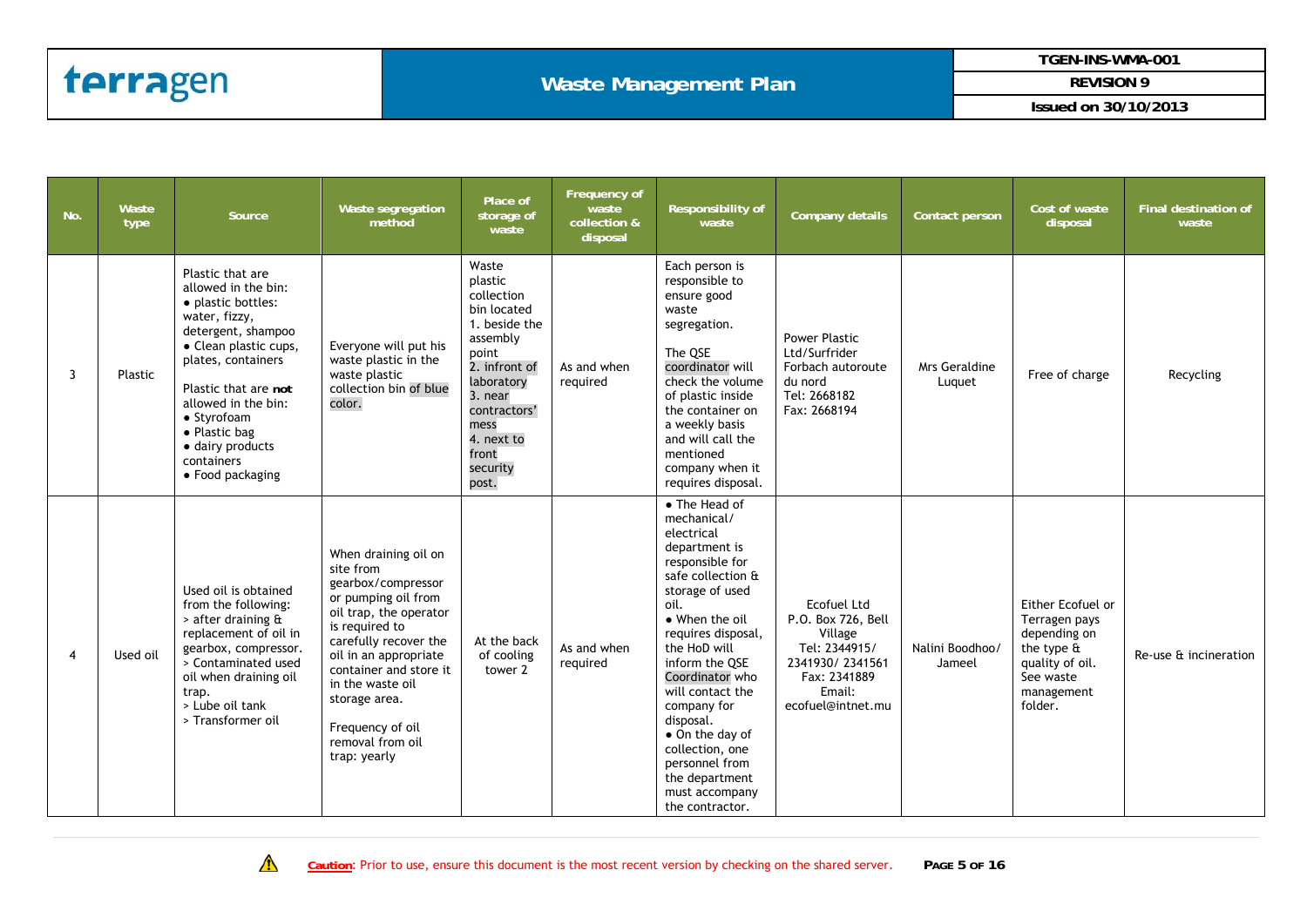| No. | Waste type | Source | Waste segregation method | Place of storage of waste | Frequency of waste collection & disposal | Responsibility of waste | Company details | Contact person | Cost of waste disposal | Final destination of waste |
|---|---|---|---|---|---|---|---|---|---|---|
| 3 | Plastic | Plastic that are allowed in the bin:<br>• plastic bottles: water, fizzy, detergent, shampoo<br>• Clean plastic cups, plates, containers<br><br>Plastic that are **not** allowed in the bin:<br>• Styrofoam<br>• Plastic bag<br>• dairy products containers<br>• Food packaging | Everyone will put his waste plastic in the waste plastic collection bin of blue color. | Waste plastic collection bin located<br>1. beside the assembly point<br>2. infront of laboratory<br>3. near contractors' mess<br>4. next to front security post. | As and when required | Each person is responsible to ensure good waste segregation.<br><br>The QSE coordinator will check the volume of plastic inside the container on a weekly basis and will call the mentioned company when it requires disposal. | Power Plastic Ltd/Surfrider Forbach autoroute du nord<br>Tel: 2668182<br>Fax: 2668194 | Mrs Geraldine Luquet | Free of charge | Recycling |
| 4 | Used oil | Used oil is obtained from the following:<br>> after draining & replacement of oil in gearbox, compressor.<br>> Contaminated used oil when draining oil trap.<br>> Lube oil tank<br>> Transformer oil | When draining oil on site from gearbox/compressor or pumping oil from oil trap, the operator is required to carefully recover the oil in an appropriate container and store it in the waste oil storage area.<br><br>Frequency of oil removal from oil trap: yearly | At the back of cooling tower 2 | As and when required | • The Head of mechanical/ electrical department is responsible for safe collection & storage of used oil.<br>• When the oil requires disposal, the HoD will inform the QSE Coordinator who will contact the company for disposal.<br>• On the day of collection, one personnel from the department must accompany the contractor. | Ecofuel Ltd<br>P.O. Box 726, Bell Village<br>Tel: 2344915/ 2341930/ 2341561<br>Fax: 2341889<br>Email: ecofuel@intnet.mu | Nalini Boodhoo/ Jameel | Either Ecofuel or Terragen pays depending on the type & quality of oil. See waste management folder. | Re-use & incineration |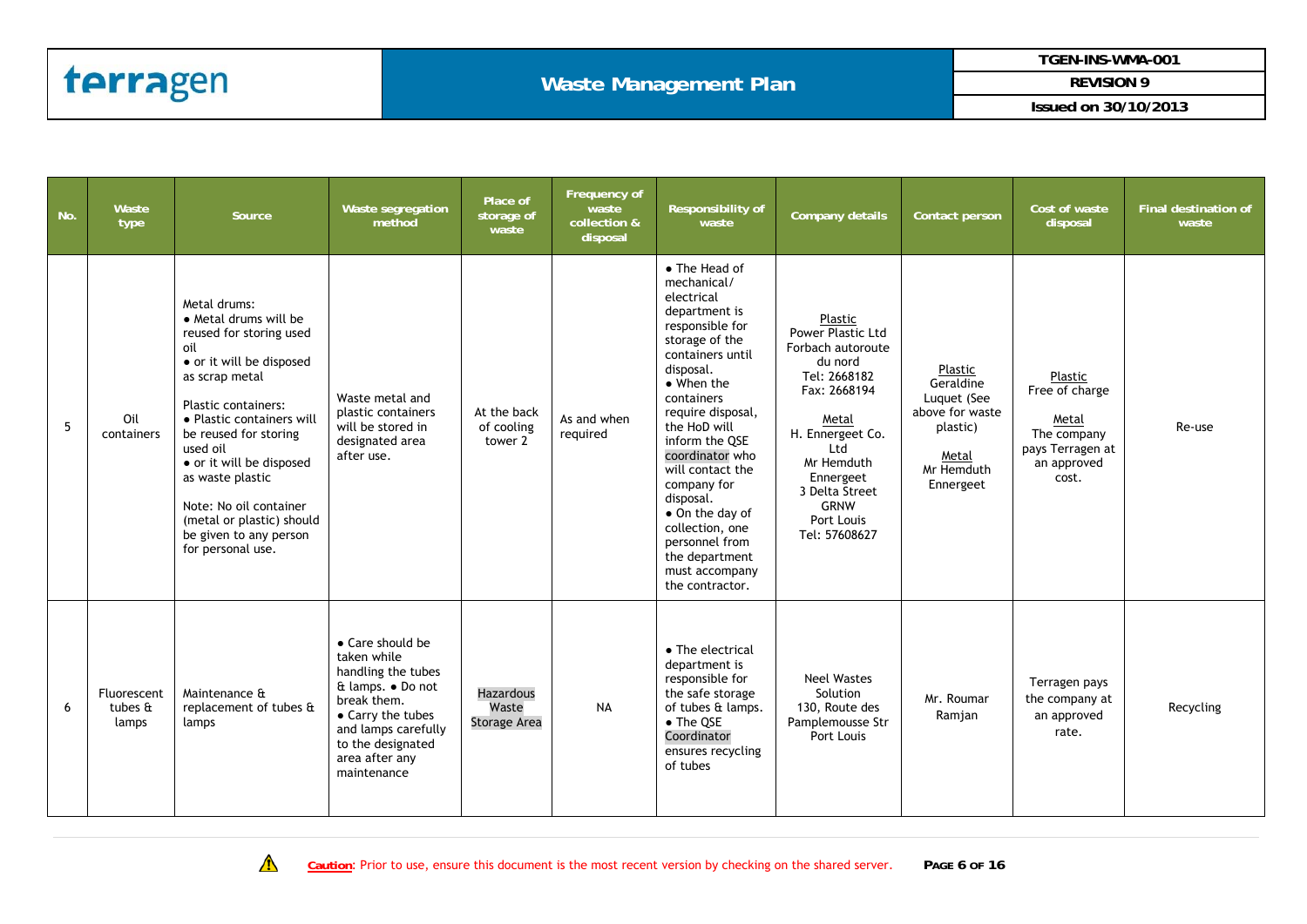| No. | Waste type | Source | Waste segregation method | Place of storage of waste | Frequency of waste collection & disposal | Responsibility of waste | Company details | Contact person | Cost of waste disposal | Final destination of waste |
|---|---|---|---|---|---|---|---|---|---|---|
| 5 | Oil containers | Metal drums:<br>• Metal drums will be reused for storing used oil<br>• or it will be disposed as scrap metal<br><br>Plastic containers:<br>• Plastic containers will be reused for storing used oil<br>• or it will be disposed as waste plastic<br><br>Note: No oil container (metal or plastic) should be given to any person for personal use. | Waste metal and plastic containers will be stored in designated area after use. | At the back of cooling tower 2 | As and when required | • The Head of mechanical/ electrical department is responsible for storage of the containers until disposal.<br>• When the containers require disposal, the HoD will inform the QSE coordinator who will contact the company for disposal.<br>• On the day of collection, one personnel from the department must accompany the contractor. | Plastic<br>Power Plastic Ltd<br>Forbach autoroute du nord<br>Tel: 2668182<br>Fax: 2668194<br><br>Metal<br>H. Ennergeet Co. Ltd<br>Mr Hemduth Ennergeet<br>3 Delta Street<br>GRNW<br>Port Louis<br>Tel: 57608627 | Plastic<br>Geraldine Luquet (See above for waste plastic)<br><br>Metal<br>Mr Hemduth Ennergeet | Plastic<br>Free of charge<br><br>Metal<br>The company pays Terragen at an approved cost. | Re-use |
| 6 | Fluorescent tubes & lamps | Maintenance & replacement of tubes & lamps | • Care should be taken while handling the tubes & lamps. • Do not break them.<br>• Carry the tubes and lamps carefully to the designated area after any maintenance | Hazardous Waste Storage Area | NA | • The electrical department is responsible for the safe storage of tubes & lamps.<br>• The QSE Coordinator ensures recycling of tubes | Neel Wastes Solution<br>130, Route des Pamplemousse Str<br>Port Louis | Mr. Roumar Ramjan | Terragen pays the company at an approved rate. | Recycling |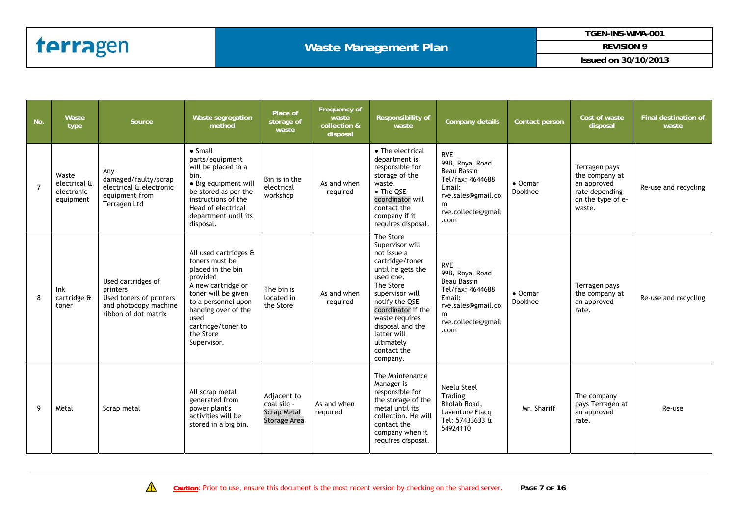| No. | Waste type | Source | Waste segregation method | Place of storage of waste | Frequency of waste collection & disposal | Responsibility of waste | Company details | Contact person | Cost of waste disposal | Final destination of waste |
|---|---|---|---|---|---|---|---|---|---|---|
| 7 | Waste electrical & electronic equipment | Any damaged/faulty/scrap electrical & electronic equipment from Terragen Ltd | • Small parts/equipment will be placed in a bin.<br>• Big equipment will be stored as per the instructions of the Head of electrical department until its disposal. | Bin is in the electrical workshop | As and when required | • The electrical department is responsible for storage of the waste.<br>• The QSE coordinator will contact the company if it requires disposal. | RVE<br>99B, Royal Road<br>Beau Bassin<br>Tel/fax: 4644688<br>Email:<br>rve.sales@gmail.com<br>rve.collecte@gmail.com | • Oomar Dookhee | Terragen pays the company at an approved rate depending on the type of e-waste. | Re-use and recycling |
| 8 | Ink cartridge & toner | Used cartridges of printers<br>Used toners of printers and photocopy machine ribbon of dot matrix | All used cartridges & toners must be placed in the bin provided<br>A new cartridge or toner will be given to a personnel upon handing over of the used cartridge/toner to the Store Supervisor. | The bin is located in the Store | As and when required | The Store Supervisor will not issue a cartridge/toner until he gets the used one.<br>The Store supervisor will notify the QSE coordinator if the waste requires disposal and the latter will ultimately contact the company. | RVE<br>99B, Royal Road<br>Beau Bassin<br>Tel/fax: 4644688<br>Email:<br>rve.sales@gmail.com<br>rve.collecte@gmail.com | • Oomar Dookhee | Terragen pays the company at an approved rate. | Re-use and recycling |
| 9 | Metal | Scrap metal | All scrap metal generated from power plant's activities will be stored in a big bin. | Adjacent to coal silo - Scrap Metal Storage Area | As and when required | The Maintenance Manager is responsible for the storage of the metal until its collection. He will contact the company when it requires disposal. | Neelu Steel Trading<br>Bholah Road,<br>Laventure Flacq<br>Tel: 57433633 & 54924110 | Mr. Shariff | The company pays Terragen at an approved rate. | Re-use |

⚠ **Caution**: Prior to use, ensure this document is the most recent version by checking on the shared server.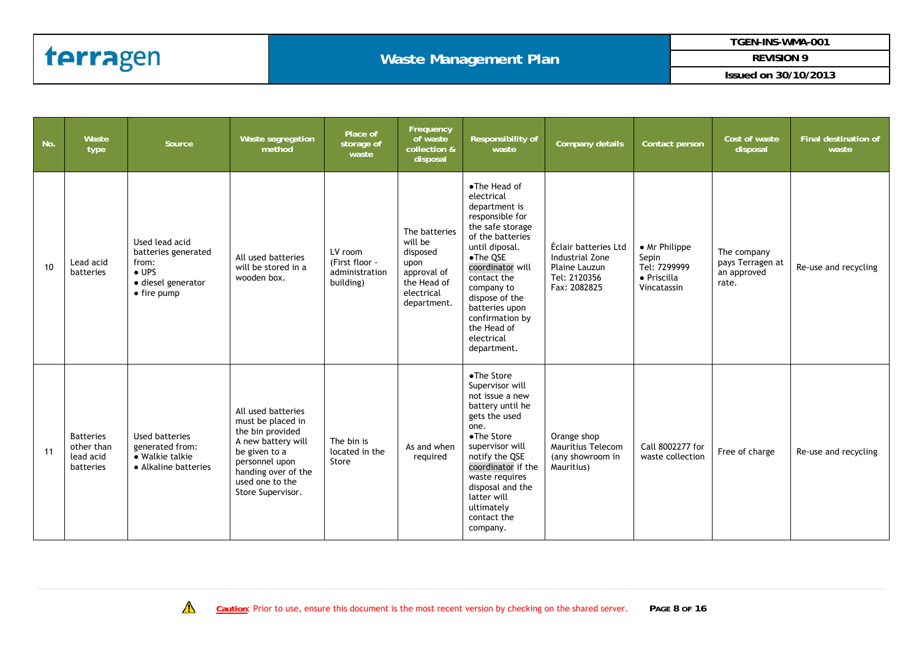| No. | Waste type | Source | Waste segregation method | Place of storage of waste | Frequency of waste collection & disposal | Responsibility of waste | Company details | Contact person | Cost of waste disposal | Final destination of waste |
|---|---|---|---|---|---|---|---|---|---|---|
| 10 | Lead acid batteries | Used lead acid batteries generated from: • UPS • diesel generator • fire pump | All used batteries will be stored in a wooden box. | LV room (First floor - administration building) | The batteries will be disposed upon approval of the Head of electrical department. | •The Head of electrical department is responsible for the safe storage of the batteries until diposal. •The QSE coordinator will contact the company to dispose of the batteries upon confirmation by the Head of electrical department. | Éclair batteries Ltd Industrial Zone Plaine Lauzun Tel: 2120356 Fax: 2082825 | • Mr Philippe Sepin Tel: 7299999 • Priscilla Vincatassin | The company pays Terragen at an approved rate. | Re-use and recycling |
| 11 | Batteries other than lead acid batteries | Used batteries generated from: • Walkie talkie • Alkaline batteries | All used batteries must be placed in the bin provided A new battery will be given to a personnel upon handing over of the used one to the Store Supervisor. | The bin is located in the Store | As and when required | •The Store Supervisor will not issue a new battery until he gets the used one. •The Store supervisor will notify the QSE coordinator if the waste requires disposal and the latter will ultimately contact the company. | Orange shop Mauritius Telecom (any showroom in Mauritius) | Call 8002277 for waste collection | Free of charge | Re-use and recycling |

⚠ **Caution**: Prior to use, ensure this document is the most recent version by checking on the shared server.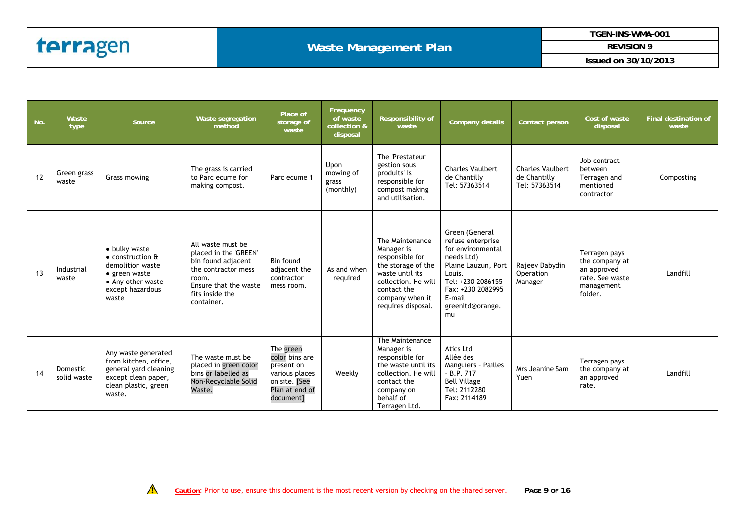| No. | Waste type | Source | Waste segregation method | Place of storage of waste | Frequency of waste collection & disposal | Responsibility of waste | Company details | Contact person | Cost of waste disposal | Final destination of waste |
|---|---|---|---|---|---|---|---|---|---|---|
| 12 | Green grass waste | Grass mowing | The grass is carried to Parc ecume for making compost. | Parc ecume 1 | Upon mowing of grass (monthly) | The 'Prestateur gestion sous produits' is responsible for compost making and utilisation. | Charles Vaulbert de Chantilly Tel: 57363514 | Charles Vaulbert de Chantilly Tel: 57363514 | Job contract between Terragen and mentioned contractor | Composting |
| 13 | Industrial waste | • bulky waste • construction & demolition waste • green waste • Any other waste except hazardous waste | All waste must be placed in the 'GREEN' bin found adjacent the contractor mess room. Ensure that the waste fits inside the container. | Bin found adjacent the contractor mess room. | As and when required | The Maintenance Manager is responsible for the storage of the waste until its collection. He will contact the company when it requires disposal. | Green (General refuse enterprise for environmental needs Ltd) Plaine Lauzun, Port Louis. Tel: +230 2086155 Fax: +230 2082995 E-mail greenltd@orange.mu | Rajeev Dabydin Operation Manager | Terragen pays the company at an approved rate. See waste management folder. | Landfill |
| 14 | Domestic solid waste | Any waste generated from kitchen, office, general yard cleaning except clean paper, clean plastic, green waste. | The waste must be placed in green color bins or labelled as Non-Recyclable Solid Waste. | The green color bins are present on various places on site. [See Plan at end of document] | Weekly | The Maintenance Manager is responsible for the waste until its collection. He will contact the company on behalf of Terragen Ltd. | Atics Ltd Allée des Manguiers - Pailles - B.P. 717 Bell Village Tel: 2112280 Fax: 2114189 | Mrs Jeanine Sam Yuen | Terragen pays the company at an approved rate. | Landfill |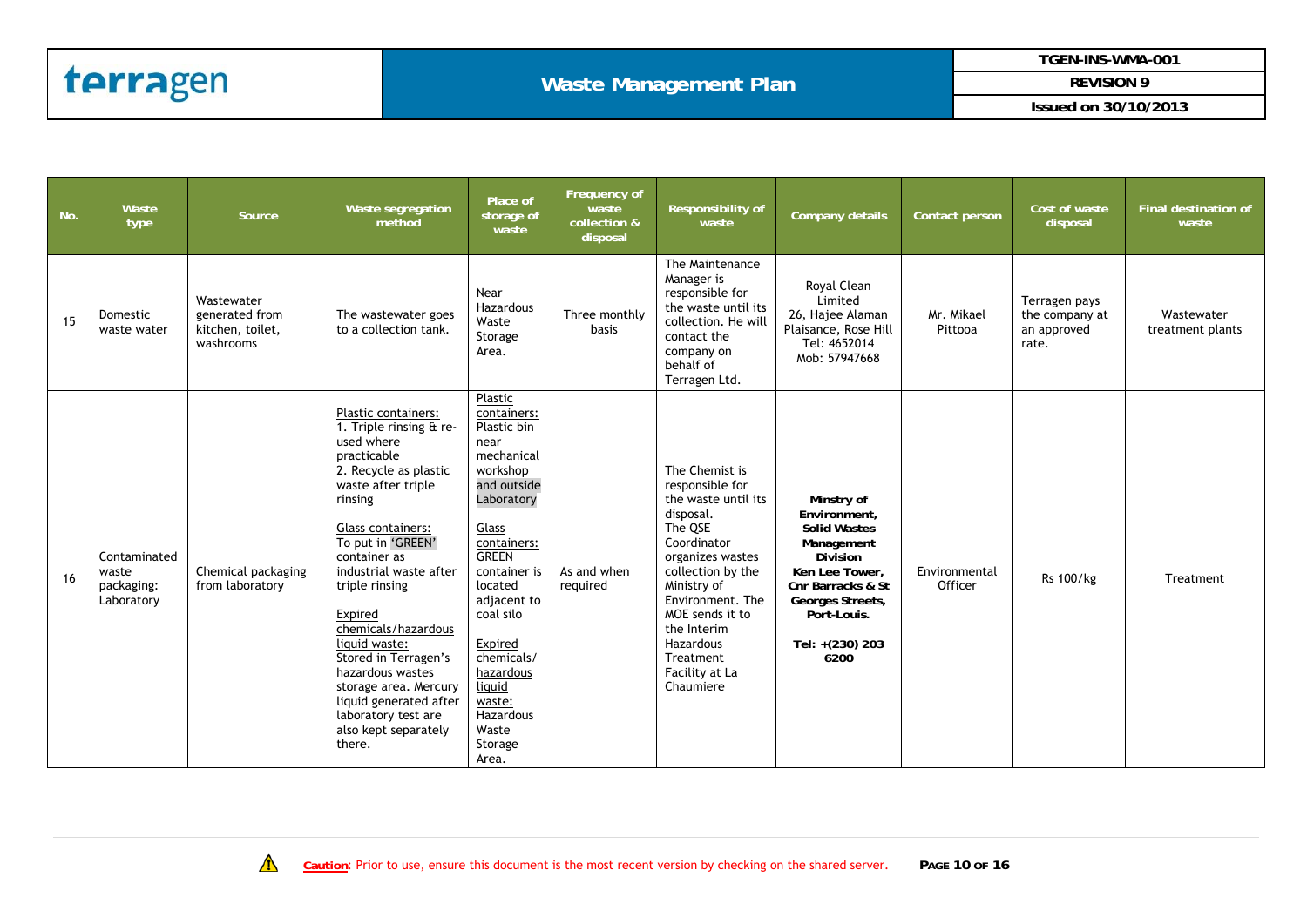| No. | Waste type | Source | Waste segregation method | Place of storage of waste | Frequency of waste collection & disposal | Responsibility of waste | Company details | Contact person | Cost of waste disposal | Final destination of waste |
|---|---|---|---|---|---|---|---|---|---|---|
| 15 | Domestic waste water | Wastewater generated from kitchen, toilet, washrooms | The wastewater goes to a collection tank. | Near Hazardous Waste Storage Area. | Three monthly basis | The Maintenance Manager is responsible for the waste until its collection. He will contact the company on behalf of Terragen Ltd. | Royal Clean Limited 26, Hajee Alaman Plaisance, Rose Hill Tel: 4652014 Mob: 57947668 | Mr. Mikael Pittooa | Terragen pays the company at an approved rate. | Wastewater treatment plants |
| 16 | Contaminated waste packaging: Laboratory | Chemical packaging from laboratory | Plastic containers: 1. Triple rinsing & re-used where practicable 2. Recycle as plastic waste after triple rinsing<br><br>Glass containers: To put in 'GREEN' container as industrial waste after triple rinsing<br><br>Expired chemicals/hazardous liquid waste: Stored in Terragen's hazardous wastes storage area. Mercury liquid generated after laboratory test are also kept separately there. | Plastic containers: Plastic bin near mechanical workshop and outside Laboratory<br><br>Glass containers: GREEN container is located adjacent to coal silo<br><br>Expired chemicals/ hazardous liquid waste: Hazardous Waste Storage Area. | As and when required | The Chemist is responsible for the waste until its disposal. The QSE Coordinator organizes wastes collection by the Ministry of Environment. The MOE sends it to the Interim Hazardous Treatment Facility at La Chaumiere | **Mnistry of Environment, Solid Wastes Management Division Ken Lee Tower, Cnr Barracks & St Georges Streets, Port-Louis. Tel: +(230) 203 6200** | Environmental Officer | Rs 100/kg | Treatment |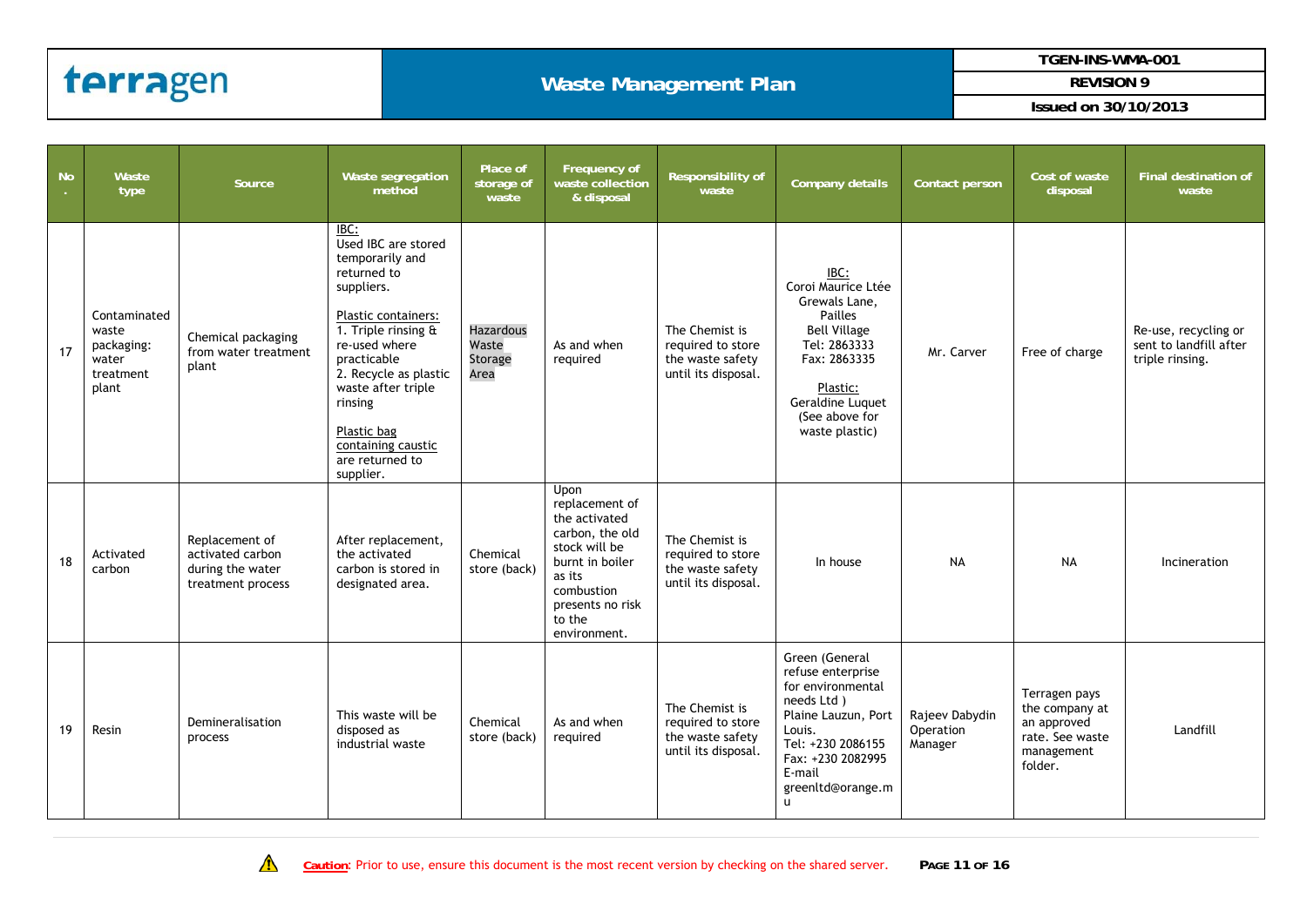| No. | Waste type | Source | Waste segregation method | Place of storage of waste | Frequency of waste collection & disposal | Responsibility of waste | Company details | Contact person | Cost of waste disposal | Final destination of waste |
|---|---|---|---|---|---|---|---|---|---|---|
| 17 | Contaminated waste packaging: water treatment plant | Chemical packaging from water treatment plant | IBC:<br>Used IBC are stored temporarily and returned to suppliers.<br><br>Plastic containers:<br>1. Triple rinsing & re-used where practicable<br>2. Recycle as plastic waste after triple rinsing<br><br>Plastic bag containing caustic are returned to supplier. | Hazardous Waste Storage Area | As and when required | The Chemist is required to store the waste safety until its disposal. | IBC:<br>Coroi Maurice Ltée<br>Grewals Lane, Pailles<br>Bell Village<br>Tel: 2863333<br>Fax: 2863335<br><br>Plastic:<br>Geraldine Luquet<br>(See above for waste plastic) | Mr. Carver | Free of charge | Re-use, recycling or sent to landfill after triple rinsing. |
| 18 | Activated carbon | Replacement of activated carbon during the water treatment process | After replacement, the activated carbon is stored in designated area. | Chemical store (back) | Upon replacement of the activated carbon, the old stock will be burnt in boiler as its combustion presents no risk to the environment. | The Chemist is required to store the waste safety until its disposal. | In house | NA | NA | Incineration |
| 19 | Resin | Demineralisation process | This waste will be disposed as industrial waste | Chemical store (back) | As and when required | The Chemist is required to store the waste safety until its disposal. | Green (General refuse enterprise for environmental needs Ltd )<br>Plaine Lauzun, Port Louis.<br>Tel: +230 2086155<br>Fax: +230 2082995<br>E-mail greenltd@orange.mu | Rajeev Dabydin Operation Manager | Terragen pays the company at an approved rate. See waste management folder. | Landfill |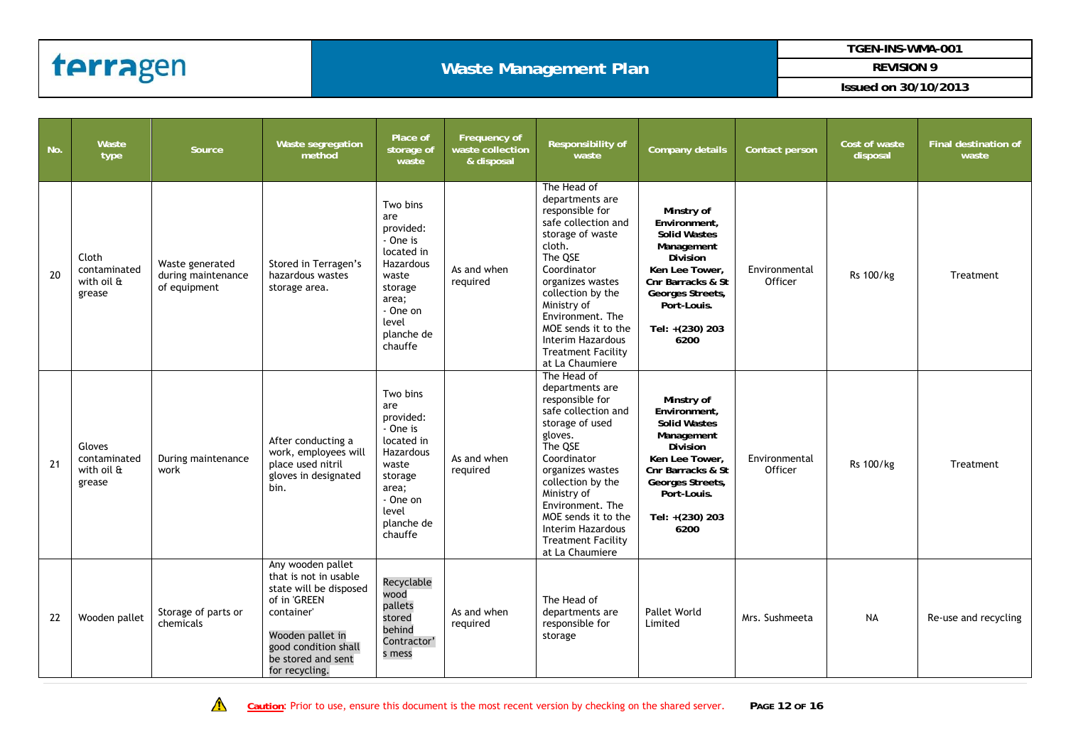| No. | Waste type | Source | Waste segregation method | Place of storage of waste | Frequency of waste collection & disposal | Responsibility of waste | Company details | Contact person | Cost of waste disposal | Final destination of waste |
|---|---|---|---|---|---|---|---|---|---|---|
| 20 | Cloth contaminated with oil & grease | Waste generated during maintenance of equipment | Stored in Terragen's hazardous wastes storage area. | Two bins are provided: - One is located in Hazardous waste storage area; - One on level planche de chauffe | As and when required | The Head of departments are responsible for safe collection and storage of waste cloth. The QSE Coordinator organizes wastes collection by the Ministry of Environment. The MOE sends it to the Interim Hazardous Treatment Facility at La Chaumiere | **Minstry of Environment, Solid Wastes Management Division Ken Lee Tower, Cnr Barracks & St Georges Streets, Port-Louis. Tel: +(230) 203 6200** | Environmental Officer | Rs 100/kg | Treatment |
| 21 | Gloves contaminated with oil & grease | During maintenance work | After conducting a work, employees will place used nitril gloves in designated bin. | Two bins are provided: - One is located in Hazardous waste storage area; - One on level planche de chauffe | As and when required | The Head of departments are responsible for safe collection and storage of used gloves. The QSE Coordinator organizes wastes collection by the Ministry of Environment. The MOE sends it to the Interim Hazardous Treatment Facility at La Chaumiere | **Minstry of Environment, Solid Wastes Management Division Ken Lee Tower, Cnr Barracks & St Georges Streets, Port-Louis. Tel: +(230) 203 6200** | Environmental Officer | Rs 100/kg | Treatment |
| 22 | Wooden pallet | Storage of parts or chemicals | Any wooden pallet that is not in usable state will be disposed of in 'GREEN container' Wooden pallet in good condition shall be stored and sent for recycling. | Recyclable wood pallets stored behind Contractor's mess | As and when required | The Head of departments are responsible for storage | Pallet World Limited | Mrs. Sushmeeta | NA | Re-use and recycling |

⚠ **Caution**: Prior to use, ensure this document is the most recent version by checking on the shared server.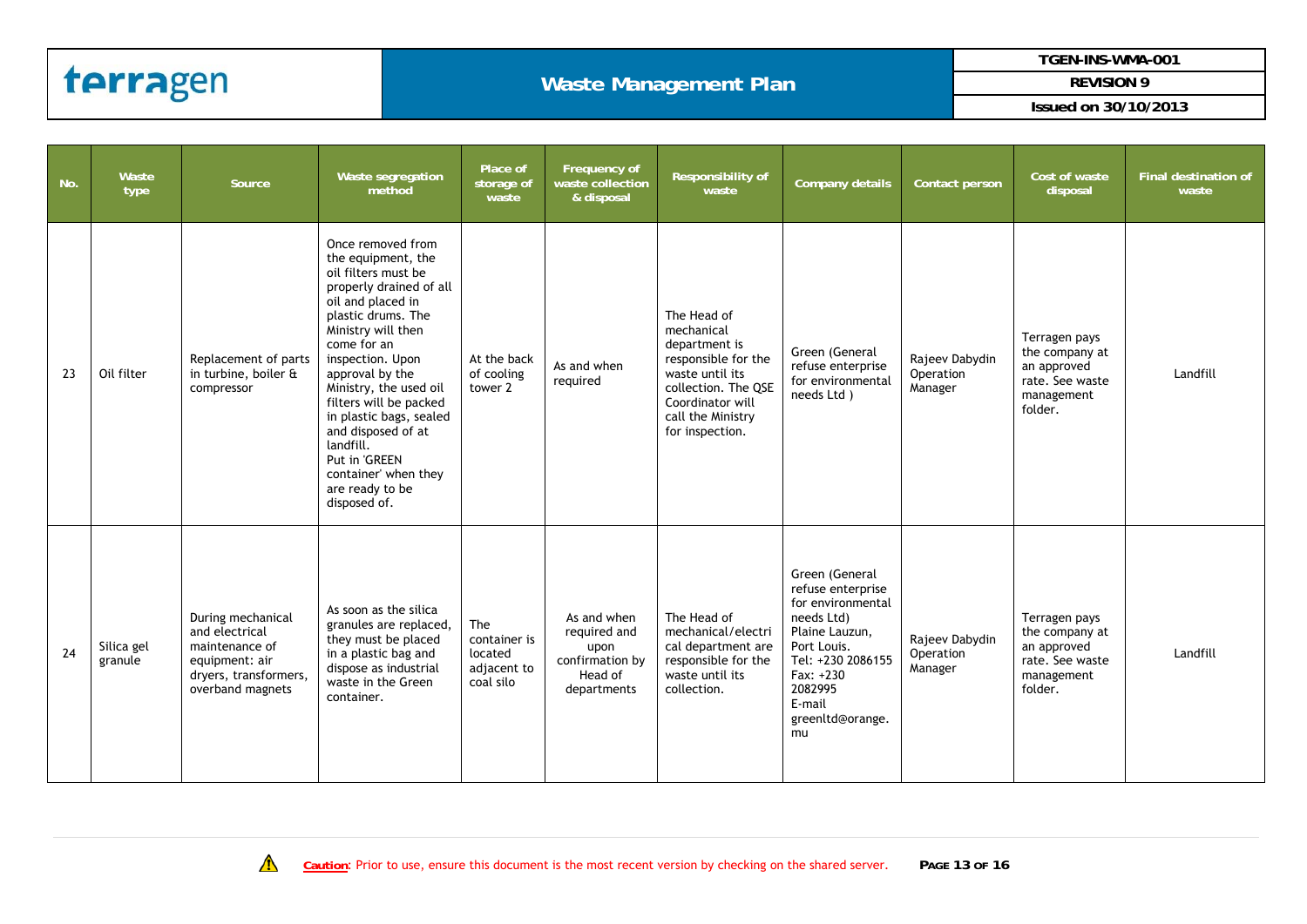| No. | Waste type | Source | Waste segregation method | Place of storage of waste | Frequency of waste collection & disposal | Responsibility of waste | Company details | Contact person | Cost of waste disposal | Final destination of waste |
|---|---|---|---|---|---|---|---|---|---|---|
| 23 | Oil filter | Replacement of parts in turbine, boiler & compressor | Once removed from the equipment, the oil filters must be properly drained of all oil and placed in plastic drums. The Ministry will then come for an inspection. Upon approval by the Ministry, the used oil filters will be packed in plastic bags, sealed and disposed of at landfill. Put in 'GREEN container' when they are ready to be disposed of. | At the back of cooling tower 2 | As and when required | The Head of mechanical department is responsible for the waste until its collection. The QSE Coordinator will call the Ministry for inspection. | Green (General refuse enterprise for environmental needs Ltd ) | Rajeev Dabydin Operation Manager | Terragen pays the company at an approved rate. See waste management folder. | Landfill |
| 24 | Silica gel granule | During mechanical and electrical maintenance of equipment: air dryers, transformers, overband magnets | As soon as the silica granules are replaced, they must be placed in a plastic bag and dispose as industrial waste in the Green container. | The container is located adjacent to coal silo | As and when required and upon confirmation by Head of departments | The Head of mechanical/electrical department are responsible for the waste until its collection. | Green (General refuse enterprise for environmental needs Ltd) Plaine Lauzun, Port Louis. Tel: +230 2086155 Fax: +230 2082995 E-mail greenltd@orange.mu | Rajeev Dabydin Operation Manager | Terragen pays the company at an approved rate. See waste management folder. | Landfill |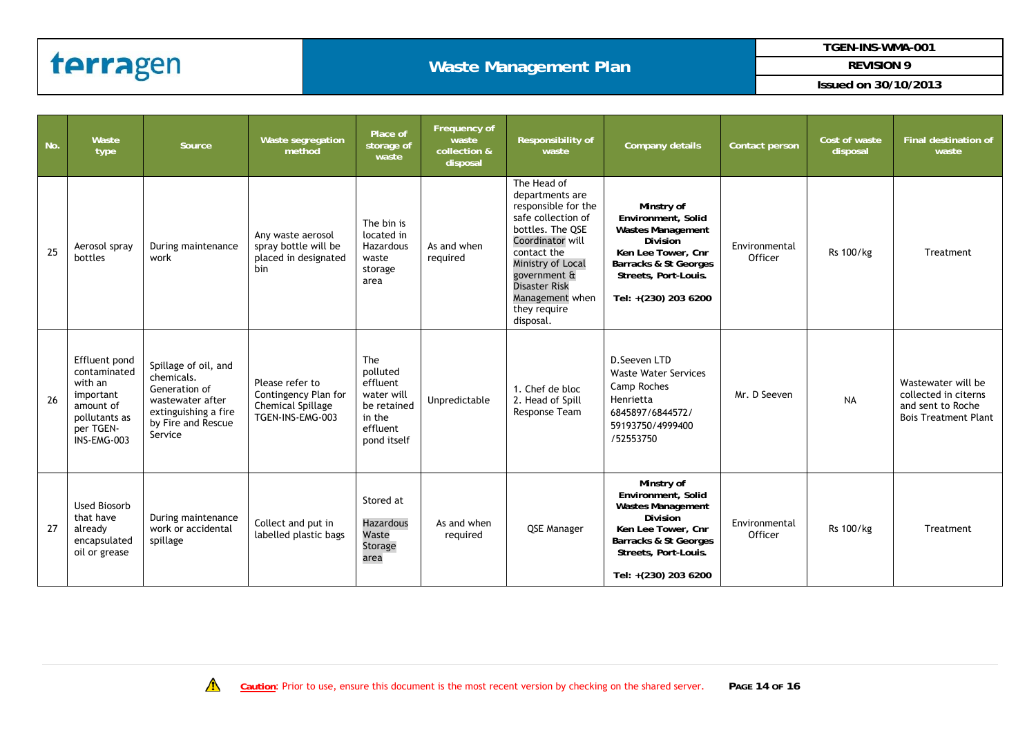| No. | Waste type | Source | Waste segregation method | Place of storage of waste | Frequency of waste collection & disposal | Responsibility of waste | Company details | Contact person | Cost of waste disposal | Final destination of waste |
|---|---|---|---|---|---|---|---|---|---|---|
| 25 | Aerosol spray bottles | During maintenance work | Any waste aerosol spray bottle will be placed in designated bin | The bin is located in Hazardous waste storage area | As and when required | The Head of departments are responsible for the safe collection of bottles. The QSE Coordinator will contact the Ministry of Local government & Disaster Risk Management when they require disposal. | **Minstry of Environment, Solid Wastes Management Division** **Ken Lee Tower, Cnr Barracks & St Georges Streets, Port-Louis.** **Tel: +(230) 203 6200** | Environmental Officer | Rs 100/kg | Treatment |
| 26 | Effluent pond contaminated with an important amount of pollutants as per TGEN-INS-EMG-003 | Spillage of oil, and chemicals. Generation of wastewater after extinguishing a fire by Fire and Rescue Service | Please refer to Contingency Plan for Chemical Spillage TGEN-INS-EMG-003 | The polluted effluent water will be retained in the effluent pond itself | Unpredictable | 1. Chef de bloc 2. Head of Spill Response Team | D.Seeven LTD Waste Water Services Camp Roches Henrietta 6845897/6844572/ 59193750/4999400 /52553750 | Mr. D Seeven | NA | Wastewater will be collected in citerns and sent to Roche Bois Treatment Plant |
| 27 | Used Biosorb that have already encapsulated oil or grease | During maintenance work or accidental spillage | Collect and put in labelled plastic bags | Stored at Hazardous Waste Storage area | As and when required | QSE Manager | **Minstry of Environment, Solid Wastes Management Division** **Ken Lee Tower, Cnr Barracks & St Georges Streets, Port-Louis.** **Tel: +(230) 203 6200** | Environmental Officer | Rs 100/kg | Treatment |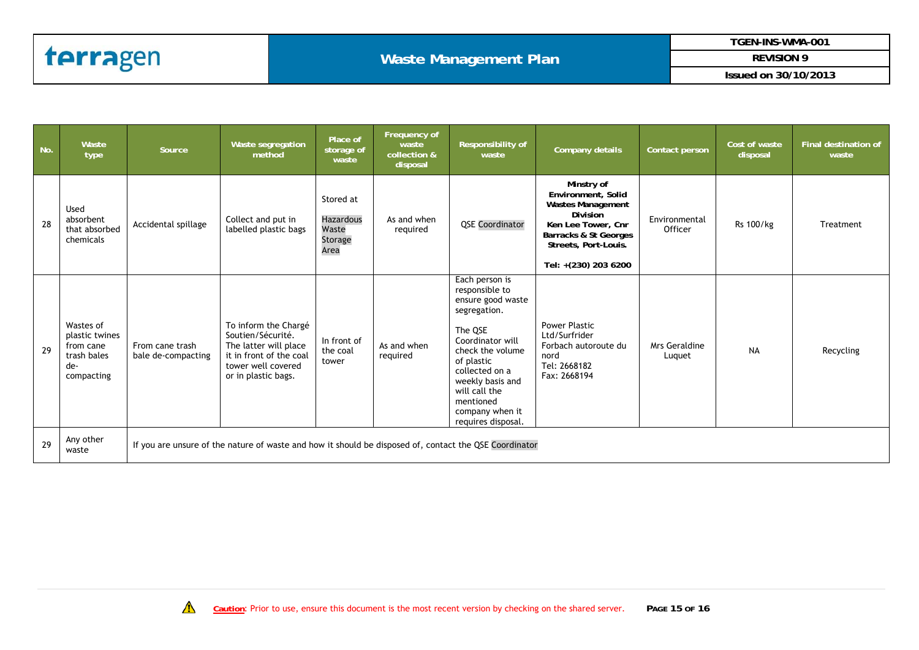| No. | Waste type | Source | Waste segregation method | Place of storage of waste | Frequency of waste collection & disposal | Responsibility of waste | Company details | Contact person | Cost of waste disposal | Final destination of waste |
|---|---|---|---|---|---|---|---|---|---|---|
| 28 | Used absorbent that absorbed chemicals | Accidental spillage | Collect and put in labelled plastic bags | Stored at Hazardous Waste Storage Area | As and when required | QSE Coordinator | **Minstry of Environment, Solid Wastes Management Division Ken Lee Tower, Cnr Barracks & St Georges Streets, Port-Louis. Tel: +(230) 203 6200** | Environmental Officer | Rs 100/kg | Treatment |
| 29 | Wastes of plastic twines from cane trash bales de-compacting | From cane trash bale de-compacting | To inform the Chargé Soutien/Sécurité. The latter will place it in front of the coal tower well covered or in plastic bags. | In front of the coal tower | As and when required | Each person is responsible to ensure good waste segregation. The QSE Coordinator will check the volume of plastic collected on a weekly basis and will call the mentioned company when it requires disposal. | Power Plastic Ltd/Surfrider Forbach autoroute du nord Tel: 2668182 Fax: 2668194 | Mrs Geraldine Luquet | NA | Recycling |
| 29 | Any other waste | If you are unsure of the nature of waste and how it should be disposed of, contact the QSE Coordinator | | | | | | | | |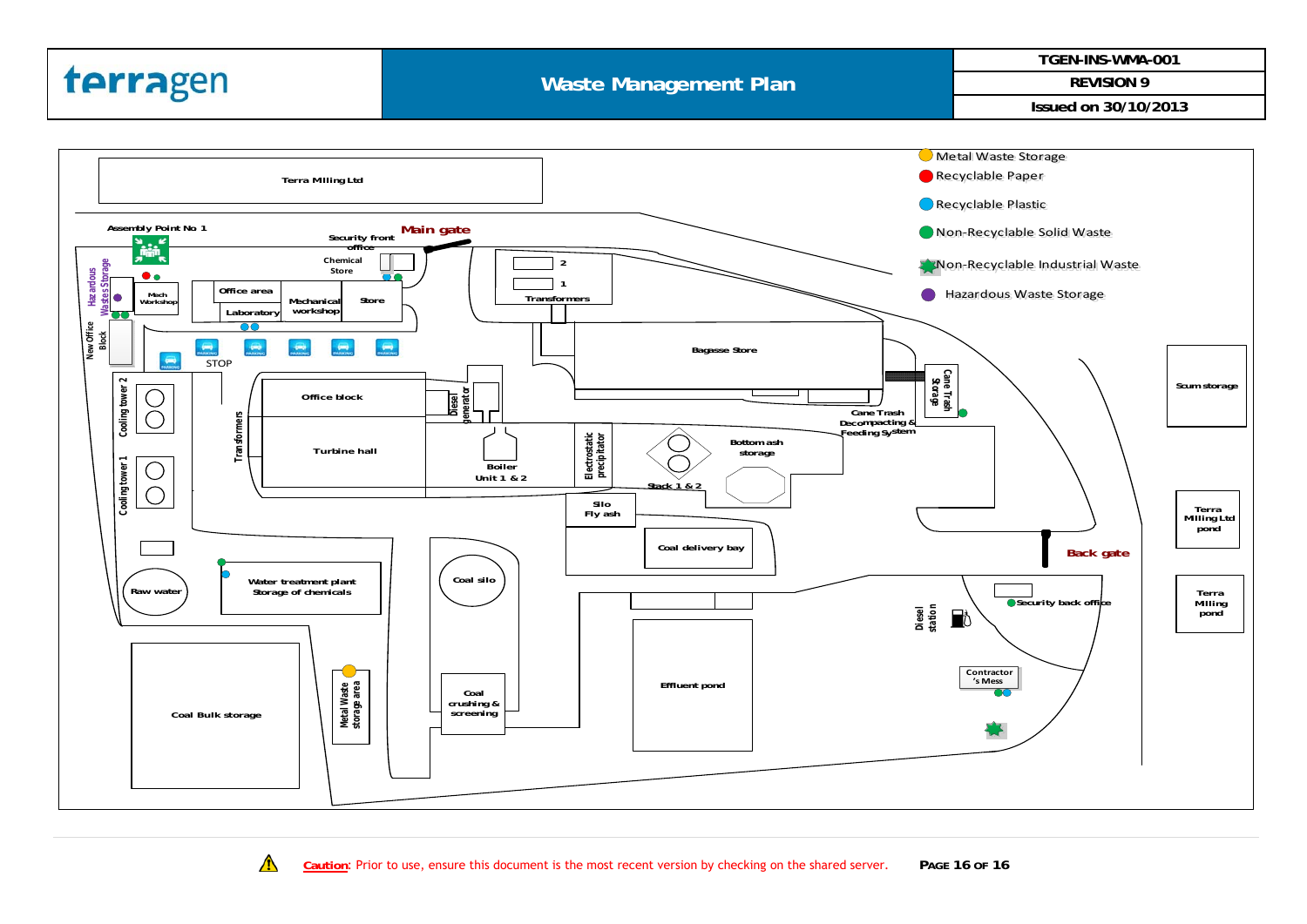terragen

# Waste Management Plan

TGEN-INS-WMA-001

REVISION 9

Issued on 30/10/2013

Metal Waste Storage
Recyclable Paper
Recyclable Plastic
Non-Recyclable Solid Waste
Non-Recyclable Industrial Waste
Hazardous Waste Storage

Terra Milling Ltd
Assembly Point No 1
Main gate
Security front office
Chemical Store
Hazardous Wastes Storage
Mech Workshop
Office area
Laboratory
Mechanical workshop
Store
New Office Block
STOP
2
1
Transformers
Bagasse Store
Cane Trash Storage
Cane Trash Decompacting & Feeding System
Scum storage
Cooling tower 2
Cooling tower 1
Transformers
Office block
Turbine hall
Diesel generator
Boiler
Unit 1 & 2
Electrostatic precipitator
Bottom ash storage
Stack 1 & 2
Silo
Fly ash
Coal delivery bay
Terra Milling Ltd pond
Back gate
Terra Milling pond
Raw water
Water treatment plant
Storage of chemicals
Coal silo
Security back office
Diesel station
Contractor's Mess
Coal Bulk storage
Metal Waste storage area
Coal crushing & screening
Effluent pond

**Caution**: Prior to use, ensure this document is the most recent version by checking on the shared server.